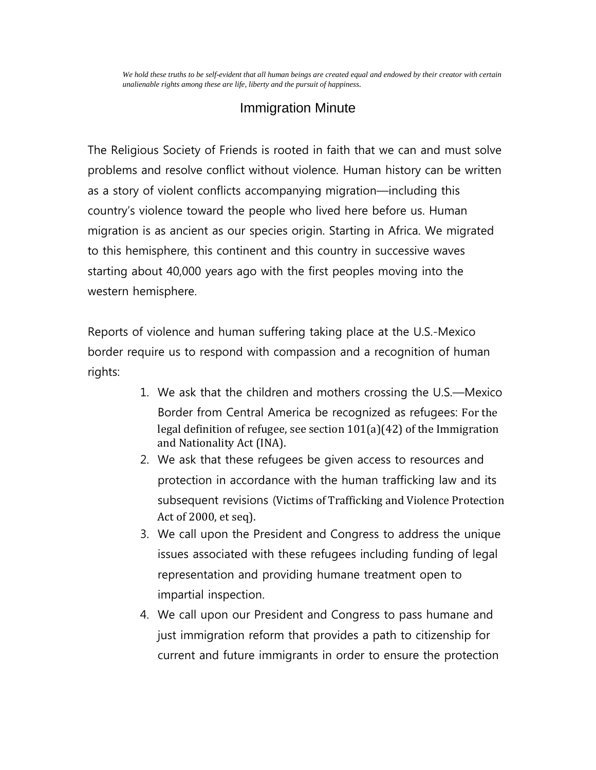*We hold these truths to be self-evident that all human beings are created equal and endowed by their creator with certain unalienable rights among these are life, liberty and the pursuit of happiness.*

# Immigration Minute

The Religious Society of Friends is rooted in faith that we can and must solve problems and resolve conflict without violence. Human history can be written as a story of violent conflicts accompanying migration—including this country's violence toward the people who lived here before us. Human migration is as ancient as our species origin. Starting in Africa. We migrated to this hemisphere, this continent and this country in successive waves starting about 40,000 years ago with the first peoples moving into the western hemisphere.

Reports of violence and human suffering taking place at the U.S.-Mexico border require us to respond with compassion and a recognition of human rights:

1. We ask that the children and mothers crossing the U.S.—Mexico Border from Central America be recognized as refugees: For the legal definition of refugee, see section 101(a)(42) of the Immigration and Nationality Act (INA).
2. We ask that these refugees be given access to resources and protection in accordance with the human trafficking law and its subsequent revisions (Victims of Trafficking and Violence Protection Act of 2000, et seq).
3. We call upon the President and Congress to address the unique issues associated with these refugees including funding of legal representation and providing humane treatment open to impartial inspection.
4. We call upon our President and Congress to pass humane and just immigration reform that provides a path to citizenship for current and future immigrants in order to ensure the protection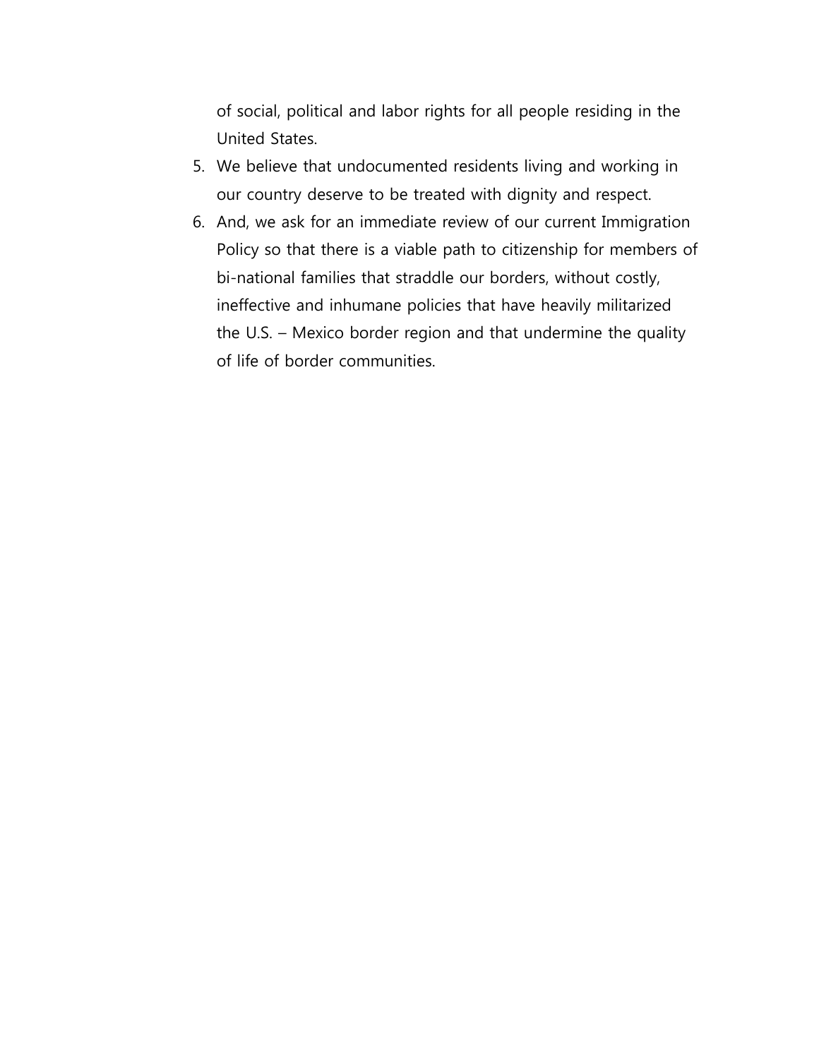of social, political and labor rights for all people residing in the United States.

5. We believe that undocumented residents living and working in our country deserve to be treated with dignity and respect.
6. And, we ask for an immediate review of our current Immigration Policy so that there is a viable path to citizenship for members of bi-national families that straddle our borders, without costly, ineffective and inhumane policies that have heavily militarized the U.S. – Mexico border region and that undermine the quality of life of border communities.